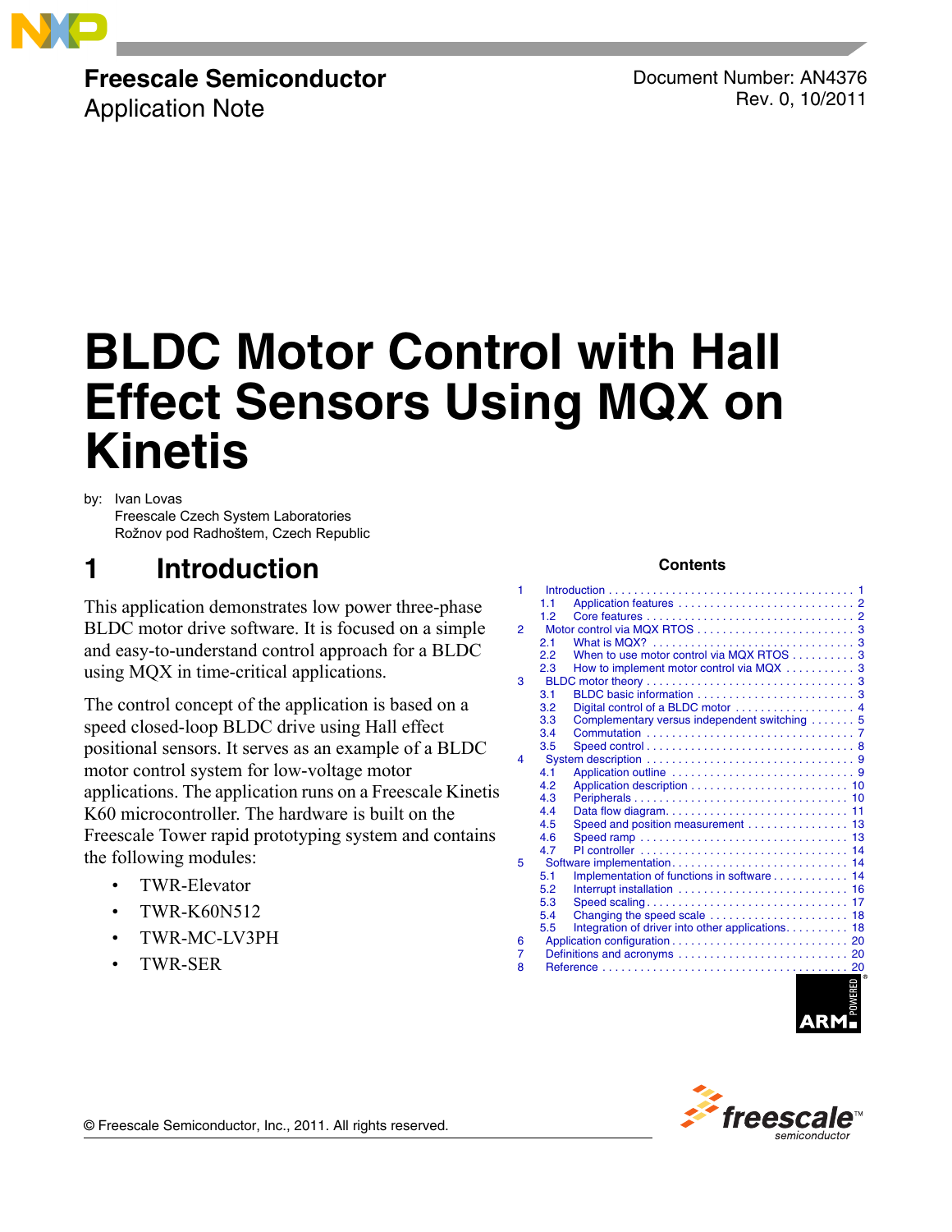Freescale Semiconductor
Application Note

Document Number: AN4376
Rev. 0, 10/2011

# BLDC Motor Control with Hall Effect Sensors Using MQX on Kinetis

by: Ivan Lovas
Freescale Czech System Laboratories
Rožnov pod Radhoštem, Czech Republic

## 1 Introduction

This application demonstrates low power three-phase BLDC motor drive software. It is focused on a simple and easy-to-understand control approach for a BLDC using MQX in time-critical applications.

The control concept of the application is based on a speed closed-loop BLDC drive using Hall effect positional sensors. It serves as an example of a BLDC motor control system for low-voltage motor applications. The application runs on a Freescale Kinetis K60 microcontroller. The hardware is built on the Freescale Tower rapid prototyping system and contains the following modules:

- TWR-Elevator
- TWR-K60N512
- TWR-MC-LV3PH
- TWR-SER

**Contents**

1 Introduction . . . . . 1
  1.1 Application features . . . . . 2
  1.2 Core features . . . . . 2
2 Motor control via MQX RTOS . . . . . 3
  2.1 What is MQX? . . . . . 3
  2.2 When to use motor control via MQX RTOS . . . . . 3
  2.3 How to implement motor control via MQX . . . . . 3
3 BLDC motor theory . . . . . 3
  3.1 BLDC basic information . . . . . 3
  3.2 Digital control of a BLDC motor . . . . . 4
  3.3 Complementary versus independent switching . . . . . 5
  3.4 Commutation . . . . . 7
  3.5 Speed control . . . . . 8
4 System description . . . . . 9
  4.1 Application outline . . . . . 9
  4.2 Application description . . . . . 10
  4.3 Peripherals . . . . . 10
  4.4 Data flow diagram . . . . . 11
  4.5 Speed and position measurement . . . . . 13
  4.6 Speed ramp . . . . . 13
  4.7 PI controller . . . . . 14
5 Software implementation . . . . . 14
  5.1 Implementation of functions in software . . . . . 14
  5.2 Interrupt installation . . . . . 16
  5.3 Speed scaling . . . . . 17
  5.4 Changing the speed scale . . . . . 18
  5.5 Integration of driver into other applications . . . . . 18
6 Application configuration . . . . . 20
7 Definitions and acronyms . . . . . 20
8 Reference . . . . . 20

© Freescale Semiconductor, Inc., 2011. All rights reserved.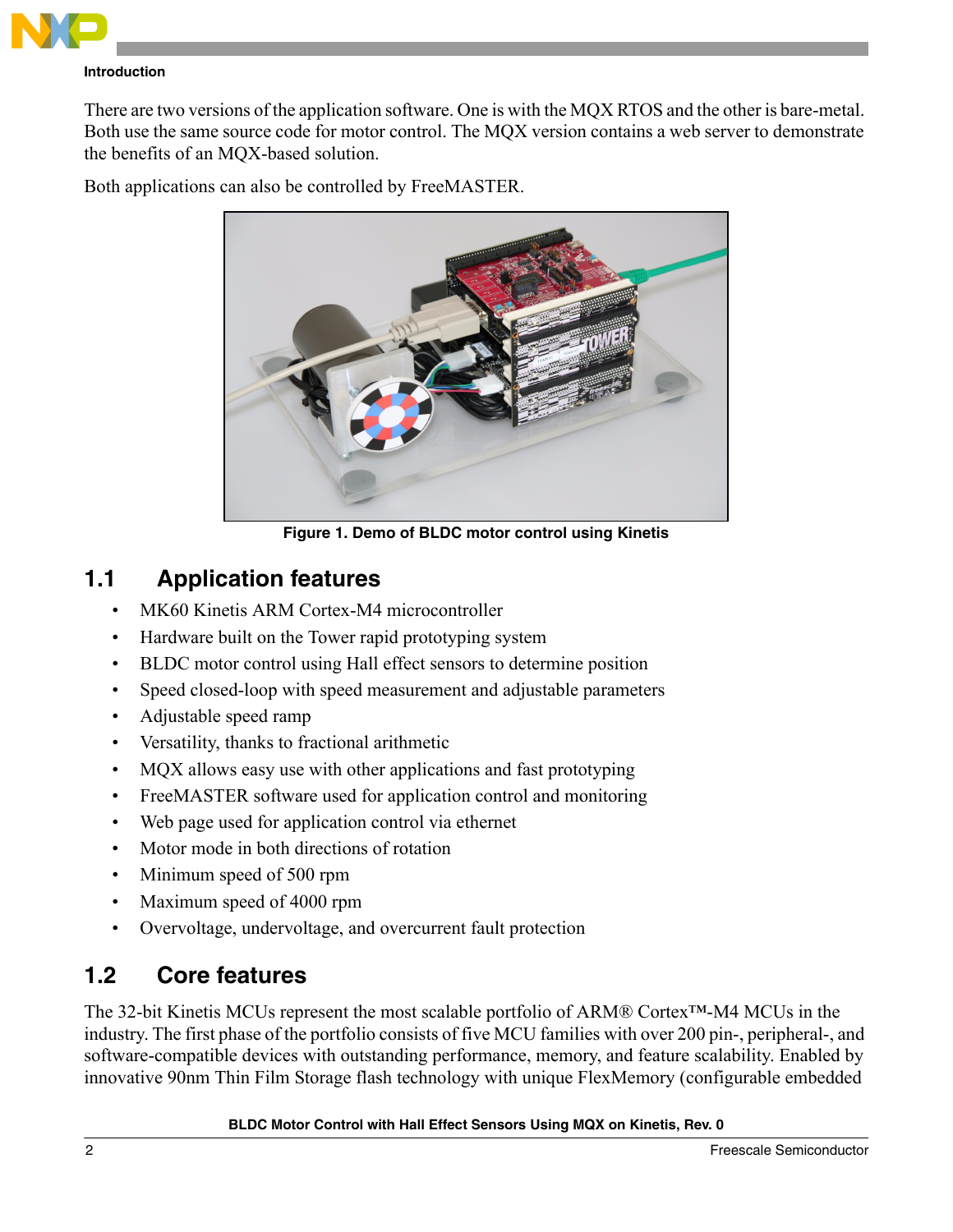There are two versions of the application software. One is with the MQX RTOS and the other is bare-metal. Both use the same source code for motor control. The MQX version contains a web server to demonstrate the benefits of an MQX-based solution.

Both applications can also be controlled by FreeMASTER.

Figure 1. Demo of BLDC motor control using Kinetis

## 1.1 Application features

- MK60 Kinetis ARM Cortex-M4 microcontroller
- Hardware built on the Tower rapid prototyping system
- BLDC motor control using Hall effect sensors to determine position
- Speed closed-loop with speed measurement and adjustable parameters
- Adjustable speed ramp
- Versatility, thanks to fractional arithmetic
- MQX allows easy use with other applications and fast prototyping
- FreeMASTER software used for application control and monitoring
- Web page used for application control via ethernet
- Motor mode in both directions of rotation
- Minimum speed of 500 rpm
- Maximum speed of 4000 rpm
- Overvoltage, undervoltage, and overcurrent fault protection

## 1.2 Core features

The 32-bit Kinetis MCUs represent the most scalable portfolio of ARM® Cortex™-M4 MCUs in the industry. The first phase of the portfolio consists of five MCU families with over 200 pin-, peripheral-, and software-compatible devices with outstanding performance, memory, and feature scalability. Enabled by innovative 90nm Thin Film Storage flash technology with unique FlexMemory (configurable embedded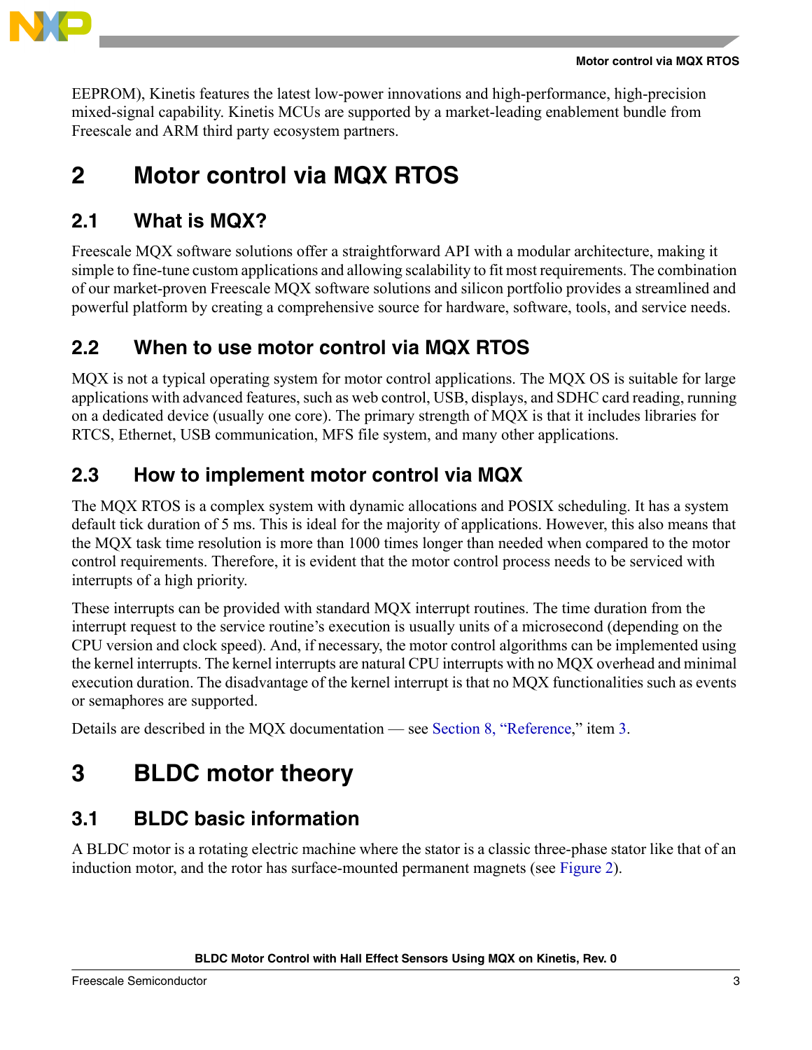EEPROM), Kinetis features the latest low-power innovations and high-performance, high-precision mixed-signal capability. Kinetis MCUs are supported by a market-leading enablement bundle from Freescale and ARM third party ecosystem partners.

# 2 Motor control via MQX RTOS

## 2.1 What is MQX?

Freescale MQX software solutions offer a straightforward API with a modular architecture, making it simple to fine-tune custom applications and allowing scalability to fit most requirements. The combination of our market-proven Freescale MQX software solutions and silicon portfolio provides a streamlined and powerful platform by creating a comprehensive source for hardware, software, tools, and service needs.

## 2.2 When to use motor control via MQX RTOS

MQX is not a typical operating system for motor control applications. The MQX OS is suitable for large applications with advanced features, such as web control, USB, displays, and SDHC card reading, running on a dedicated device (usually one core). The primary strength of MQX is that it includes libraries for RTCS, Ethernet, USB communication, MFS file system, and many other applications.

## 2.3 How to implement motor control via MQX

The MQX RTOS is a complex system with dynamic allocations and POSIX scheduling. It has a system default tick duration of 5 ms. This is ideal for the majority of applications. However, this also means that the MQX task time resolution is more than 1000 times longer than needed when compared to the motor control requirements. Therefore, it is evident that the motor control process needs to be serviced with interrupts of a high priority.

These interrupts can be provided with standard MQX interrupt routines. The time duration from the interrupt request to the service routine's execution is usually units of a microsecond (depending on the CPU version and clock speed). And, if necessary, the motor control algorithms can be implemented using the kernel interrupts. The kernel interrupts are natural CPU interrupts with no MQX overhead and minimal execution duration. The disadvantage of the kernel interrupt is that no MQX functionalities such as events or semaphores are supported.

Details are described in the MQX documentation — see Section 8, "Reference," item 3.

# 3 BLDC motor theory

## 3.1 BLDC basic information

A BLDC motor is a rotating electric machine where the stator is a classic three-phase stator like that of an induction motor, and the rotor has surface-mounted permanent magnets (see Figure 2).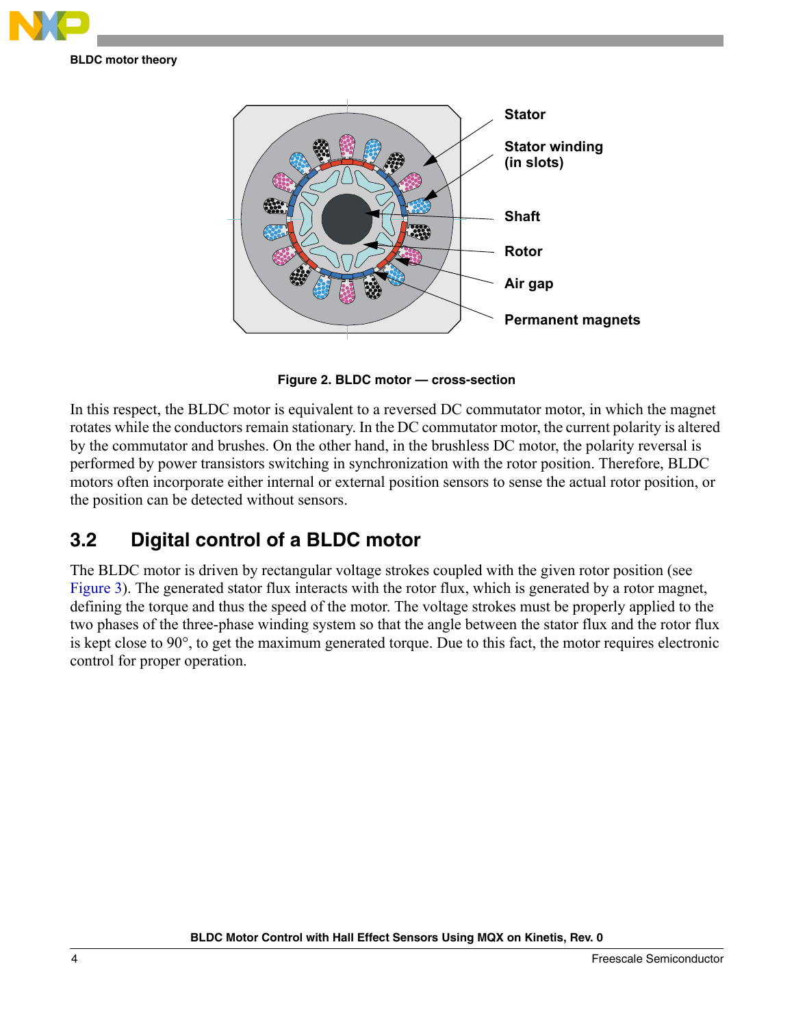Figure 2. BLDC motor — cross-section

In this respect, the BLDC motor is equivalent to a reversed DC commutator motor, in which the magnet rotates while the conductors remain stationary. In the DC commutator motor, the current polarity is altered by the commutator and brushes. On the other hand, in the brushless DC motor, the polarity reversal is performed by power transistors switching in synchronization with the rotor position. Therefore, BLDC motors often incorporate either internal or external position sensors to sense the actual rotor position, or the position can be detected without sensors.

## 3.2 Digital control of a BLDC motor

The BLDC motor is driven by rectangular voltage strokes coupled with the given rotor position (see Figure 3). The generated stator flux interacts with the rotor flux, which is generated by a rotor magnet, defining the torque and thus the speed of the motor. The voltage strokes must be properly applied to the two phases of the three-phase winding system so that the angle between the stator flux and the rotor flux is kept close to 90°, to get the maximum generated torque. Due to this fact, the motor requires electronic control for proper operation.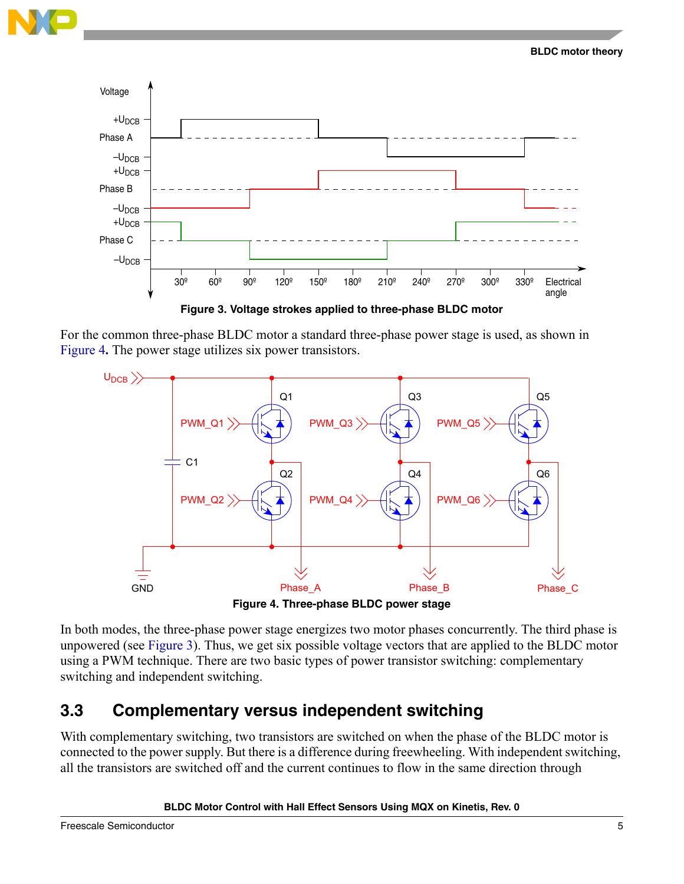Figure 3. Voltage strokes applied to three-phase BLDC motor

For the common three-phase BLDC motor a standard three-phase power stage is used, as shown in Figure 4. The power stage utilizes six power transistors.

Figure 4. Three-phase BLDC power stage

In both modes, the three-phase power stage energizes two motor phases concurrently. The third phase is unpowered (see Figure 3). Thus, we get six possible voltage vectors that are applied to the BLDC motor using a PWM technique. There are two basic types of power transistor switching: complementary switching and independent switching.

## 3.3 Complementary versus independent switching

With complementary switching, two transistors are switched on when the phase of the BLDC motor is connected to the power supply. But there is a difference during freewheeling. With independent switching, all the transistors are switched off and the current continues to flow in the same direction through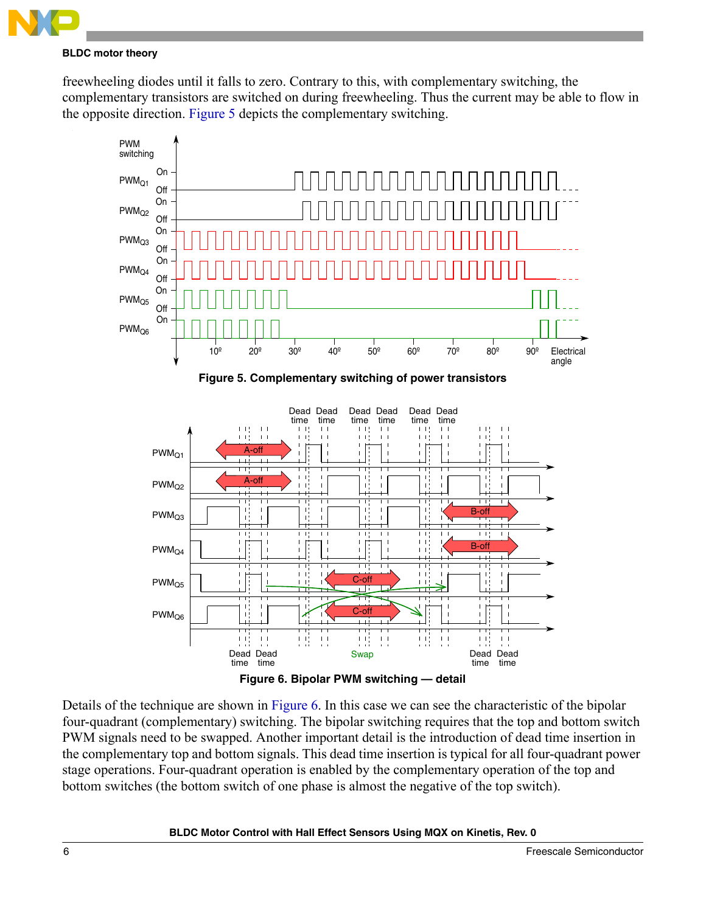freewheeling diodes until it falls to zero. Contrary to this, with complementary switching, the complementary transistors are switched on during freewheeling. Thus the current may be able to flow in the opposite direction. Figure 5 depicts the complementary switching.

Figure 5. Complementary switching of power transistors

Figure 6. Bipolar PWM switching — detail

Details of the technique are shown in Figure 6. In this case we can see the characteristic of the bipolar four-quadrant (complementary) switching. The bipolar switching requires that the top and bottom switch PWM signals need to be swapped. Another important detail is the introduction of dead time insertion in the complementary top and bottom signals. This dead time insertion is typical for all four-quadrant power stage operations. Four-quadrant operation is enabled by the complementary operation of the top and bottom switches (the bottom switch of one phase is almost the negative of the top switch).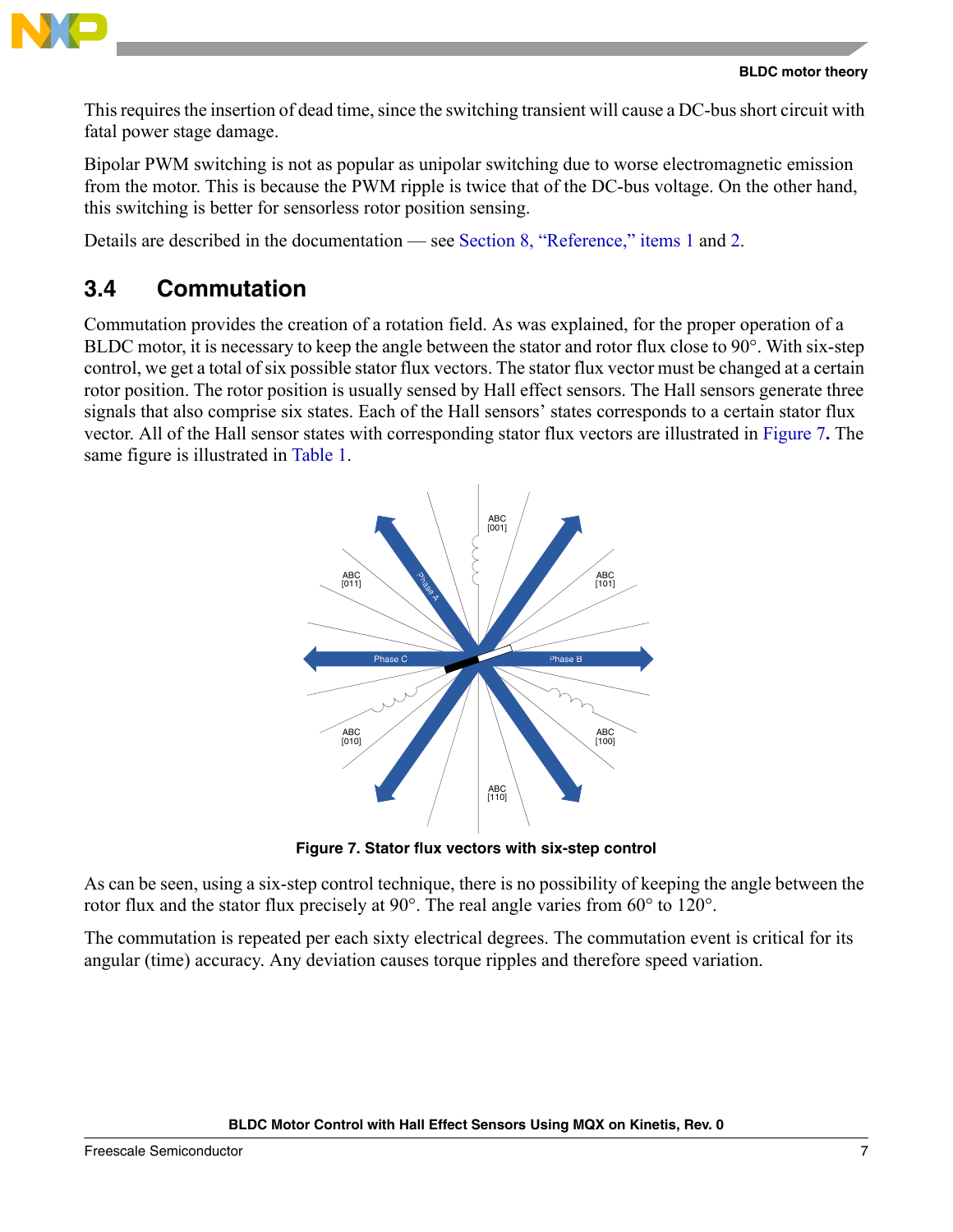This requires the insertion of dead time, since the switching transient will cause a DC-bus short circuit with fatal power stage damage.

Bipolar PWM switching is not as popular as unipolar switching due to worse electromagnetic emission from the motor. This is because the PWM ripple is twice that of the DC-bus voltage. On the other hand, this switching is better for sensorless rotor position sensing.

Details are described in the documentation — see Section 8, "Reference," items 1 and 2.

## 3.4 Commutation

Commutation provides the creation of a rotation field. As was explained, for the proper operation of a BLDC motor, it is necessary to keep the angle between the stator and rotor flux close to 90°. With six-step control, we get a total of six possible stator flux vectors. The stator flux vector must be changed at a certain rotor position. The rotor position is usually sensed by Hall effect sensors. The Hall sensors generate three signals that also comprise six states. Each of the Hall sensors' states corresponds to a certain stator flux vector. All of the Hall sensor states with corresponding stator flux vectors are illustrated in Figure 7**.** The same figure is illustrated in Table 1.

**Figure 7. Stator flux vectors with six-step control**

As can be seen, using a six-step control technique, there is no possibility of keeping the angle between the rotor flux and the stator flux precisely at 90°. The real angle varies from 60° to 120°.

The commutation is repeated per each sixty electrical degrees. The commutation event is critical for its angular (time) accuracy. Any deviation causes torque ripples and therefore speed variation.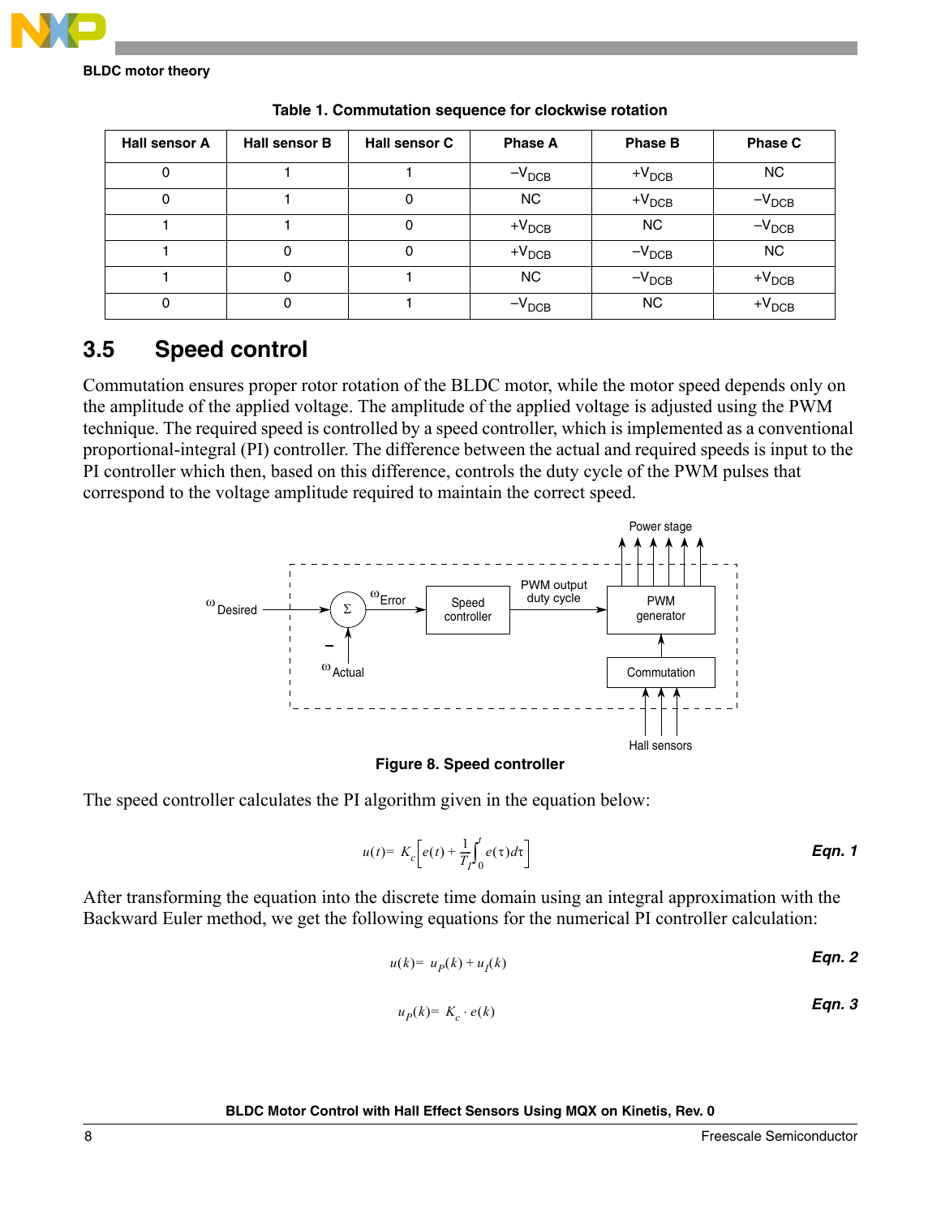**Table 1. Commutation sequence for clockwise rotation**

| Hall sensor A | Hall sensor B | Hall sensor C | Phase A | Phase B | Phase C |
|---|---|---|---|---|---|
| 0 | 1 | 1 | $-V_{DCB}$ | $+V_{DCB}$ | NC |
| 0 | 1 | 0 | NC | $+V_{DCB}$ | $-V_{DCB}$ |
| 1 | 1 | 0 | $+V_{DCB}$ | NC | $-V_{DCB}$ |
| 1 | 0 | 0 | $+V_{DCB}$ | $-V_{DCB}$ | NC |
| 1 | 0 | 1 | NC | $-V_{DCB}$ | $+V_{DCB}$ |
| 0 | 0 | 1 | $-V_{DCB}$ | NC | $+V_{DCB}$ |

## 3.5 Speed control

Commutation ensures proper rotor rotation of the BLDC motor, while the motor speed depends only on the amplitude of the applied voltage. The amplitude of the applied voltage is adjusted using the PWM technique. The required speed is controlled by a speed controller, which is implemented as a conventional proportional-integral (PI) controller. The difference between the actual and required speeds is input to the PI controller which then, based on this difference, controls the duty cycle of the PWM pulses that correspond to the voltage amplitude required to maintain the correct speed.

**Figure 8. Speed controller**

The speed controller calculates the PI algorithm given in the equation below:

$$u(t) = K_c\left[e(t) + \frac{1}{T_I}\int_0^t e(\tau)d\tau\right] \qquad \textbf{Eqn. 1}$$

After transforming the equation into the discrete time domain using an integral approximation with the Backward Euler method, we get the following equations for the numerical PI controller calculation:

$$u(k) = u_P(k) + u_I(k) \qquad \textbf{Eqn. 2}$$

$$u_P(k) = K_c \cdot e(k) \qquad \textbf{Eqn. 3}$$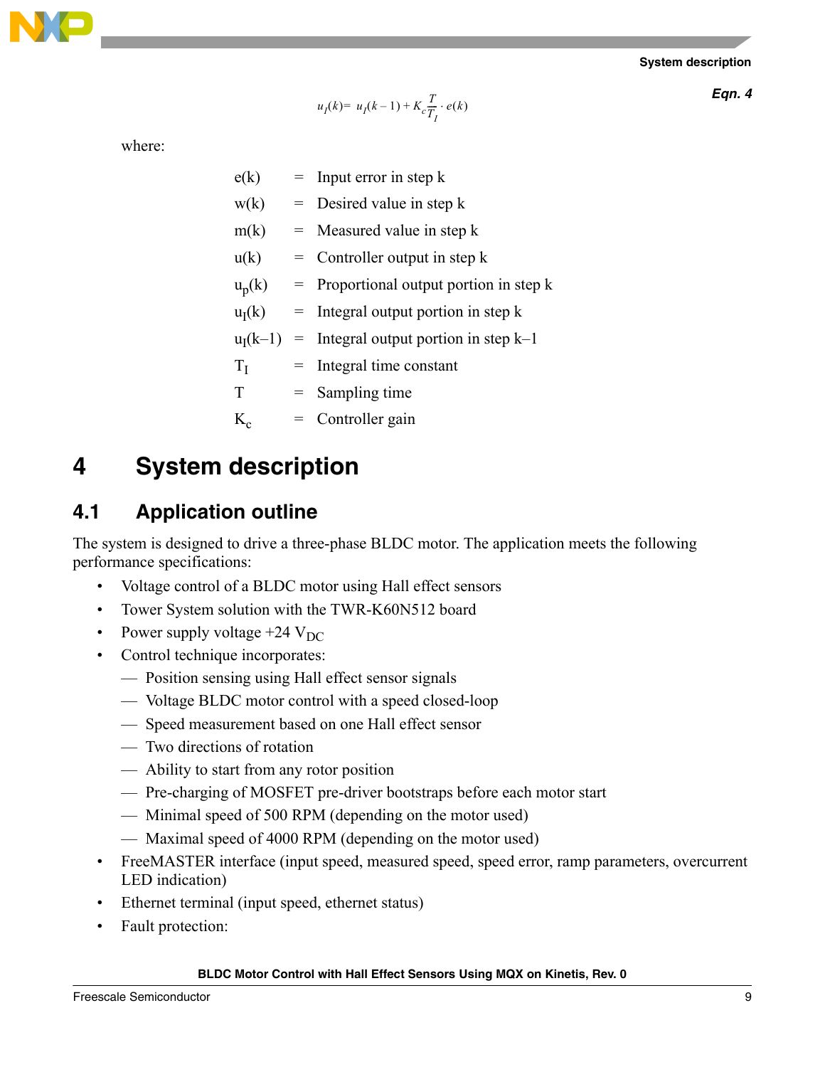$$u_I(k) = u_I(k-1) + K_c \frac{T}{T_I} \cdot e(k) \qquad \text{Eqn. 4}$$

where:

| | | |
|---|---|---|
| $e(k)$ | = | Input error in step k |
| $w(k)$ | = | Desired value in step k |
| $m(k)$ | = | Measured value in step k |
| $u(k)$ | = | Controller output in step k |
| $u_p(k)$ | = | Proportional output portion in step k |
| $u_I(k)$ | = | Integral output portion in step k |
| $u_I(k-1)$ | = | Integral output portion in step k–1 |
| $T_I$ | = | Integral time constant |
| $T$ | = | Sampling time |
| $K_c$ | = | Controller gain |

# 4 System description

## 4.1 Application outline

The system is designed to drive a three-phase BLDC motor. The application meets the following performance specifications:

- Voltage control of a BLDC motor using Hall effect sensors
- Tower System solution with the TWR-K60N512 board
- Power supply voltage +24 $V_{DC}$
- Control technique incorporates:
  - Position sensing using Hall effect sensor signals
  - Voltage BLDC motor control with a speed closed-loop
  - Speed measurement based on one Hall effect sensor
  - Two directions of rotation
  - Ability to start from any rotor position
  - Pre-charging of MOSFET pre-driver bootstraps before each motor start
  - Minimal speed of 500 RPM (depending on the motor used)
  - Maximal speed of 4000 RPM (depending on the motor used)
- FreeMASTER interface (input speed, measured speed, speed error, ramp parameters, overcurrent LED indication)
- Ethernet terminal (input speed, ethernet status)
- Fault protection: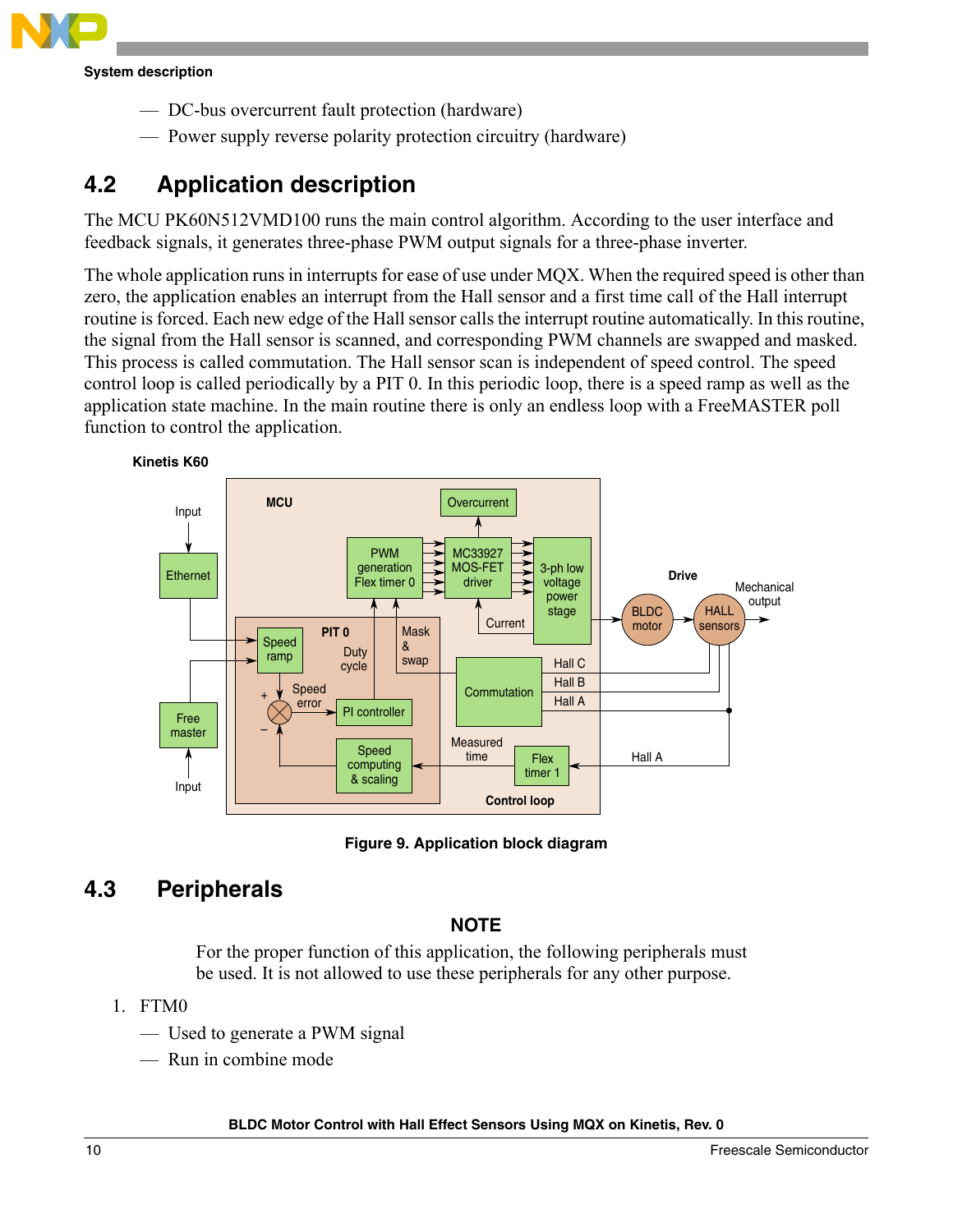- DC-bus overcurrent fault protection (hardware)
- Power supply reverse polarity protection circuitry (hardware)

## 4.2 Application description

The MCU PK60N512VMD100 runs the main control algorithm. According to the user interface and feedback signals, it generates three-phase PWM output signals for a three-phase inverter.

The whole application runs in interrupts for ease of use under MQX. When the required speed is other than zero, the application enables an interrupt from the Hall sensor and a first time call of the Hall interrupt routine is forced. Each new edge of the Hall sensor calls the interrupt routine automatically. In this routine, the signal from the Hall sensor is scanned, and corresponding PWM channels are swapped and masked. This process is called commutation. The Hall sensor scan is independent of speed control. The speed control loop is called periodically by a PIT 0. In this periodic loop, there is a speed ramp as well as the application state machine. In the main routine there is only an endless loop with a FreeMASTER poll function to control the application.

Figure 9. Application block diagram

## 4.3 Peripherals

**NOTE**

For the proper function of this application, the following peripherals must be used. It is not allowed to use these peripherals for any other purpose.

1. FTM0
   - Used to generate a PWM signal
   - Run in combine mode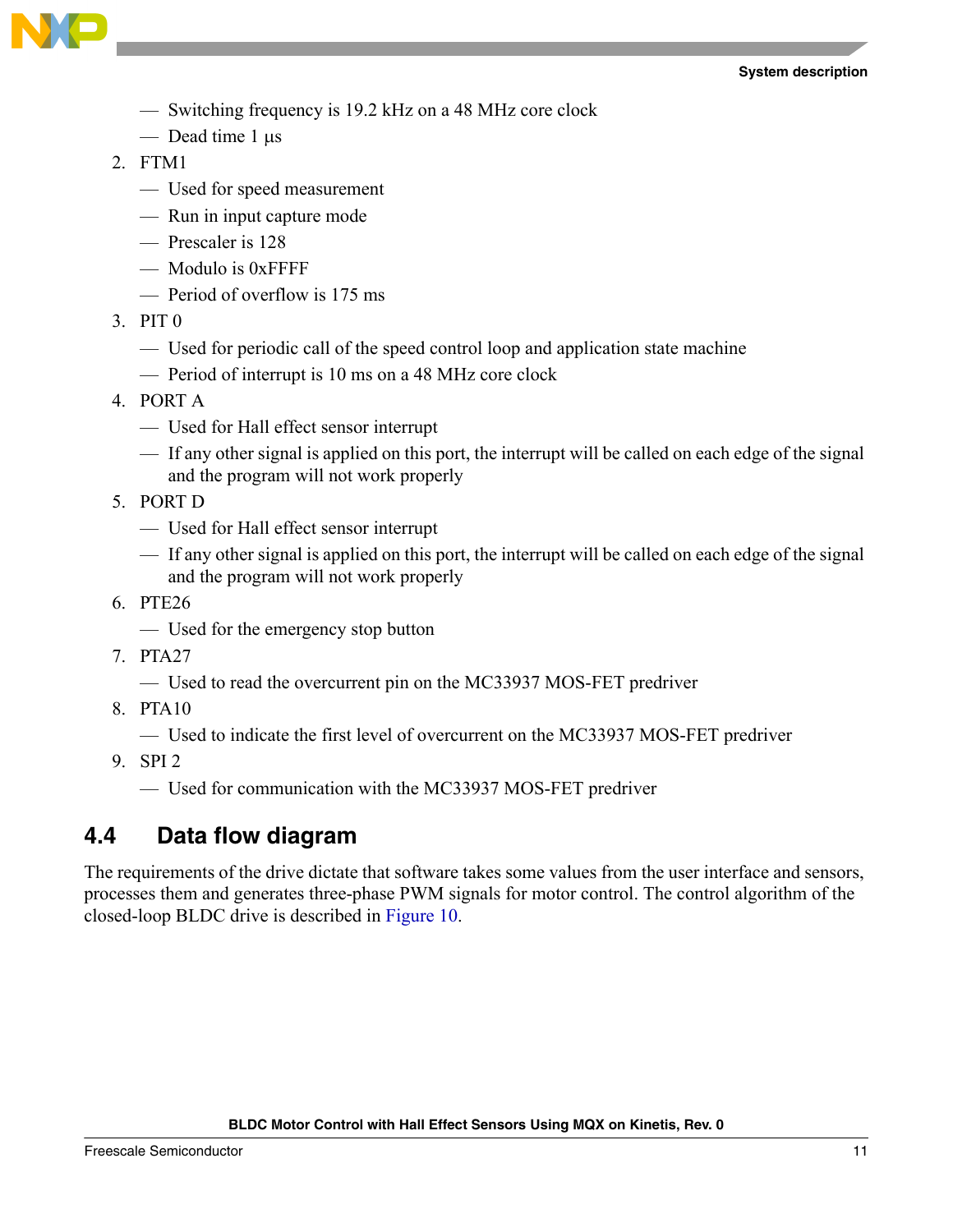- Switching frequency is 19.2 kHz on a 48 MHz core clock
- Dead time 1 μs

2. FTM1
   - Used for speed measurement
   - Run in input capture mode
   - Prescaler is 128
   - Modulo is 0xFFFF
   - Period of overflow is 175 ms
3. PIT 0
   - Used for periodic call of the speed control loop and application state machine
   - Period of interrupt is 10 ms on a 48 MHz core clock
4. PORT A
   - Used for Hall effect sensor interrupt
   - If any other signal is applied on this port, the interrupt will be called on each edge of the signal and the program will not work properly
5. PORT D
   - Used for Hall effect sensor interrupt
   - If any other signal is applied on this port, the interrupt will be called on each edge of the signal and the program will not work properly
6. PTE26
   - Used for the emergency stop button
7. PTA27
   - Used to read the overcurrent pin on the MC33937 MOS-FET predriver
8. PTA10
   - Used to indicate the first level of overcurrent on the MC33937 MOS-FET predriver
9. SPI 2
   - Used for communication with the MC33937 MOS-FET predriver

## 4.4 Data flow diagram

The requirements of the drive dictate that software takes some values from the user interface and sensors, processes them and generates three-phase PWM signals for motor control. The control algorithm of the closed-loop BLDC drive is described in Figure 10.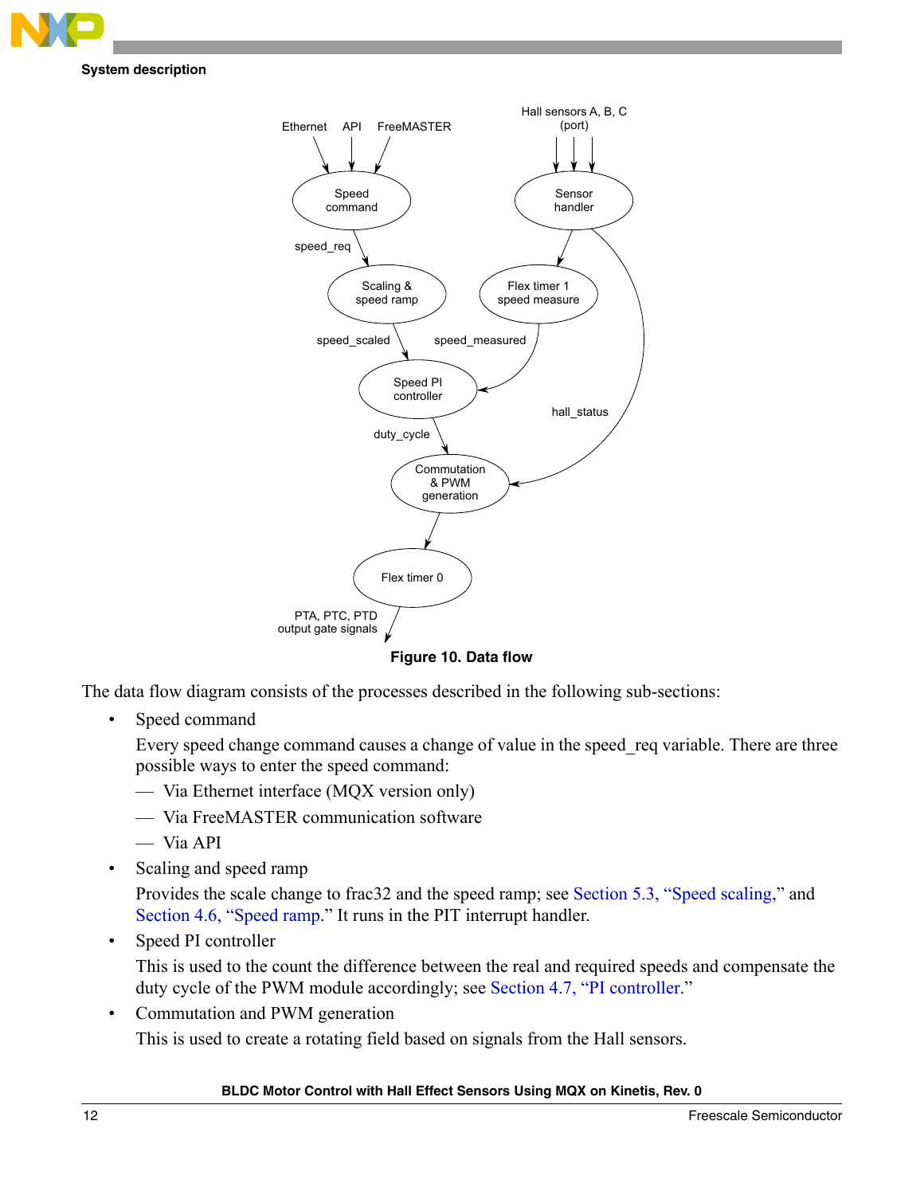Figure 10. Data flow

The data flow diagram consists of the processes described in the following sub-sections:

- Speed command

  Every speed change command causes a change of value in the speed_req variable. There are three possible ways to enter the speed command:

  - Via Ethernet interface (MQX version only)
  - Via FreeMASTER communication software
  - Via API

- Scaling and speed ramp

  Provides the scale change to frac32 and the speed ramp; see Section 5.3, "Speed scaling," and Section 4.6, "Speed ramp." It runs in the PIT interrupt handler.

- Speed PI controller

  This is used to the count the difference between the real and required speeds and compensate the duty cycle of the PWM module accordingly; see Section 4.7, "PI controller."

- Commutation and PWM generation

  This is used to create a rotating field based on signals from the Hall sensors.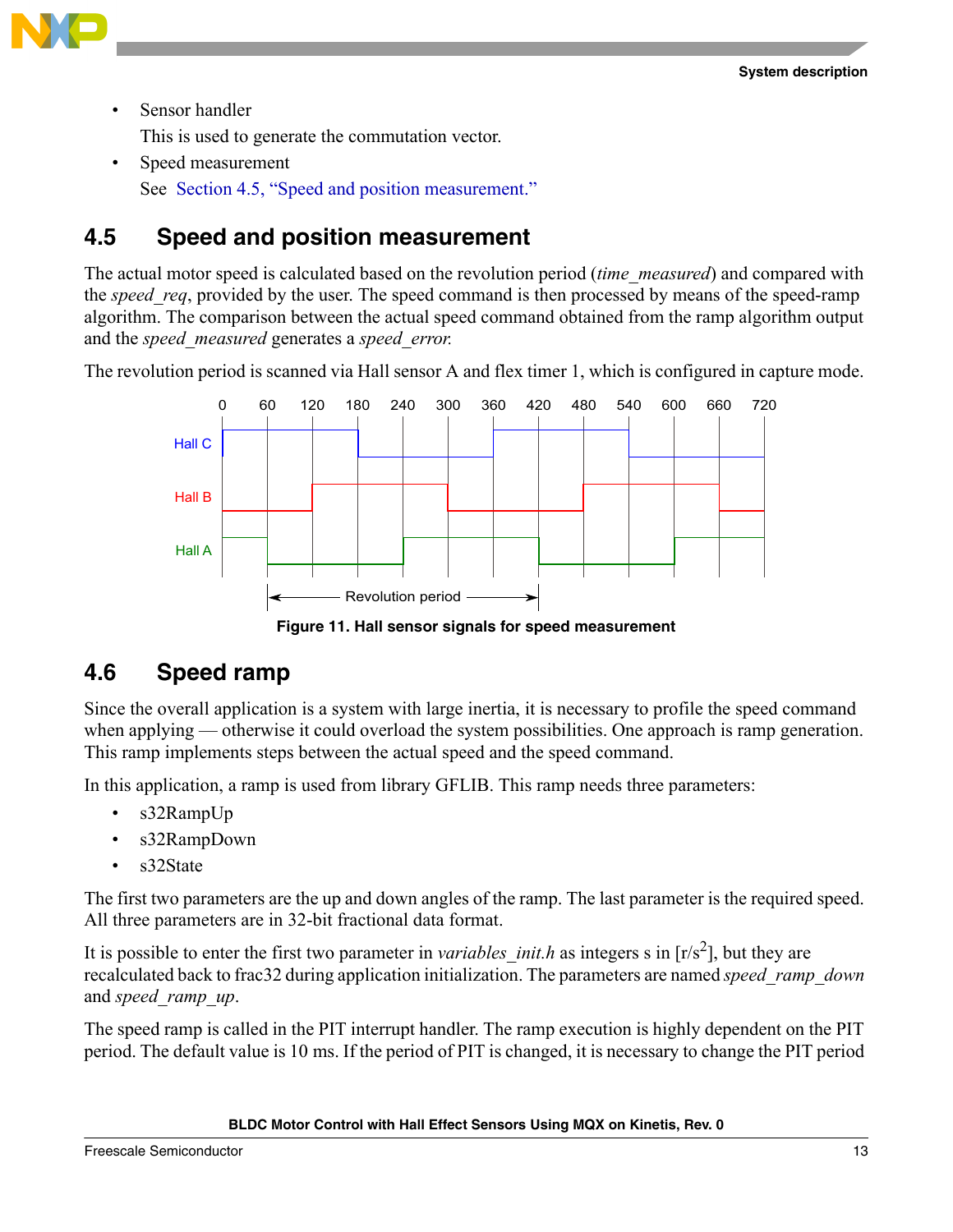- Sensor handler

  This is used to generate the commutation vector.
- Speed measurement

  See Section 4.5, "Speed and position measurement."

## 4.5 Speed and position measurement

The actual motor speed is calculated based on the revolution period (*time_measured*) and compared with the *speed_req*, provided by the user. The speed command is then processed by means of the speed-ramp algorithm. The comparison between the actual speed command obtained from the ramp algorithm output and the *speed_measured* generates a *speed_error.*

The revolution period is scanned via Hall sensor A and flex timer 1, which is configured in capture mode.

Figure 11. Hall sensor signals for speed measurement

## 4.6 Speed ramp

Since the overall application is a system with large inertia, it is necessary to profile the speed command when applying — otherwise it could overload the system possibilities. One approach is ramp generation. This ramp implements steps between the actual speed and the speed command.

In this application, a ramp is used from library GFLIB. This ramp needs three parameters:

- s32RampUp
- s32RampDown
- s32State

The first two parameters are the up and down angles of the ramp. The last parameter is the required speed. All three parameters are in 32-bit fractional data format.

It is possible to enter the first two parameter in *variables_init.h* as integers s in [r/$s^2$], but they are recalculated back to frac32 during application initialization. The parameters are named *speed_ramp_down* and *speed_ramp_up*.

The speed ramp is called in the PIT interrupt handler. The ramp execution is highly dependent on the PIT period. The default value is 10 ms. If the period of PIT is changed, it is necessary to change the PIT period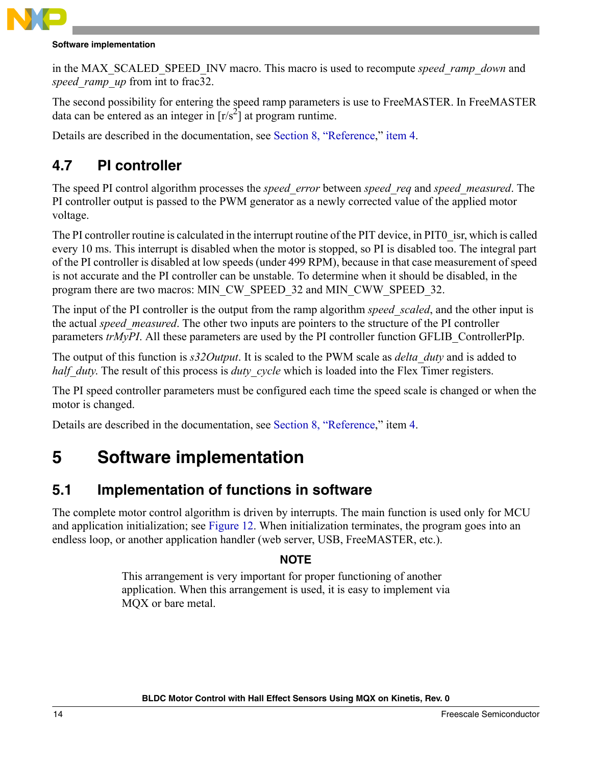in the MAX_SCALED_SPEED_INV macro. This macro is used to recompute *speed_ramp_down* and *speed_ramp_up* from int to frac32.

The second possibility for entering the speed ramp parameters is use to FreeMASTER. In FreeMASTER data can be entered as an integer in [r/s$^2$] at program runtime.

Details are described in the documentation, see Section 8, "Reference," item 4.

## 4.7 PI controller

The speed PI control algorithm processes the *speed_error* between *speed_req* and *speed_measured*. The PI controller output is passed to the PWM generator as a newly corrected value of the applied motor voltage.

The PI controller routine is calculated in the interrupt routine of the PIT device, in PIT0_isr, which is called every 10 ms. This interrupt is disabled when the motor is stopped, so PI is disabled too. The integral part of the PI controller is disabled at low speeds (under 499 RPM), because in that case measurement of speed is not accurate and the PI controller can be unstable. To determine when it should be disabled, in the program there are two macros: MIN_CW_SPEED_32 and MIN_CWW_SPEED_32.

The input of the PI controller is the output from the ramp algorithm *speed_scaled*, and the other input is the actual *speed_measured*. The other two inputs are pointers to the structure of the PI controller parameters *trMyPI*. All these parameters are used by the PI controller function GFLIB_ControllerPIp.

The output of this function is *s32Output*. It is scaled to the PWM scale as *delta_duty* and is added to *half_duty*. The result of this process is *duty_cycle* which is loaded into the Flex Timer registers.

The PI speed controller parameters must be configured each time the speed scale is changed or when the motor is changed.

Details are described in the documentation, see Section 8, "Reference," item 4.

# 5 Software implementation

## 5.1 Implementation of functions in software

The complete motor control algorithm is driven by interrupts. The main function is used only for MCU and application initialization; see Figure 12. When initialization terminates, the program goes into an endless loop, or another application handler (web server, USB, FreeMASTER, etc.).

**NOTE**

This arrangement is very important for proper functioning of another application. When this arrangement is used, it is easy to implement via MQX or bare metal.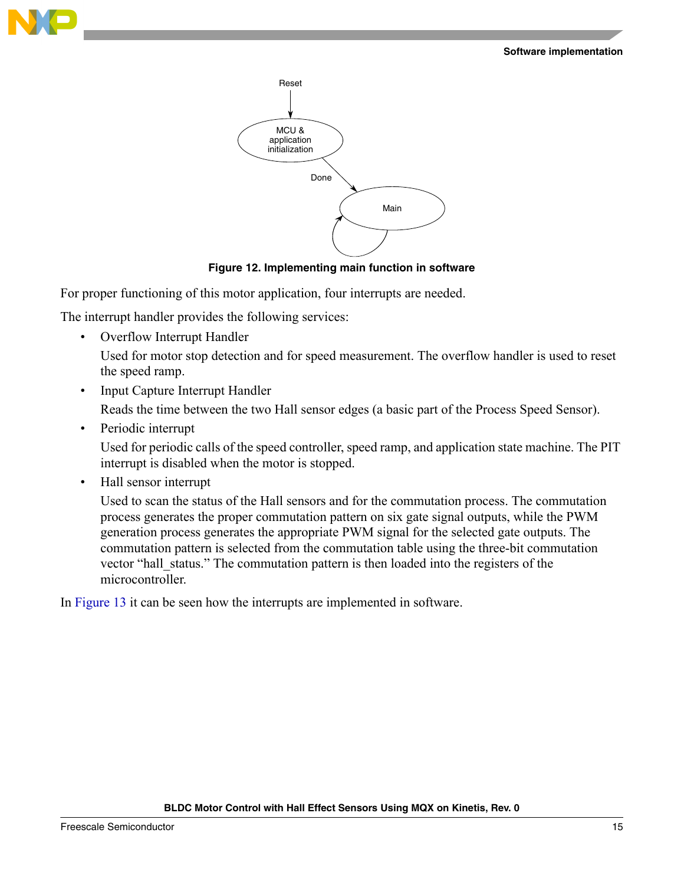Reset

MCU & application initialization

Done

Main

**Figure 12. Implementing main function in software**

For proper functioning of this motor application, four interrupts are needed.

The interrupt handler provides the following services:

- Overflow Interrupt Handler

  Used for motor stop detection and for speed measurement. The overflow handler is used to reset the speed ramp.

- Input Capture Interrupt Handler

  Reads the time between the two Hall sensor edges (a basic part of the Process Speed Sensor).

- Periodic interrupt

  Used for periodic calls of the speed controller, speed ramp, and application state machine. The PIT interrupt is disabled when the motor is stopped.

- Hall sensor interrupt

  Used to scan the status of the Hall sensors and for the commutation process. The commutation process generates the proper commutation pattern on six gate signal outputs, while the PWM generation process generates the appropriate PWM signal for the selected gate outputs. The commutation pattern is selected from the commutation table using the three-bit commutation vector "hall_status." The commutation pattern is then loaded into the registers of the microcontroller.

In Figure 13 it can be seen how the interrupts are implemented in software.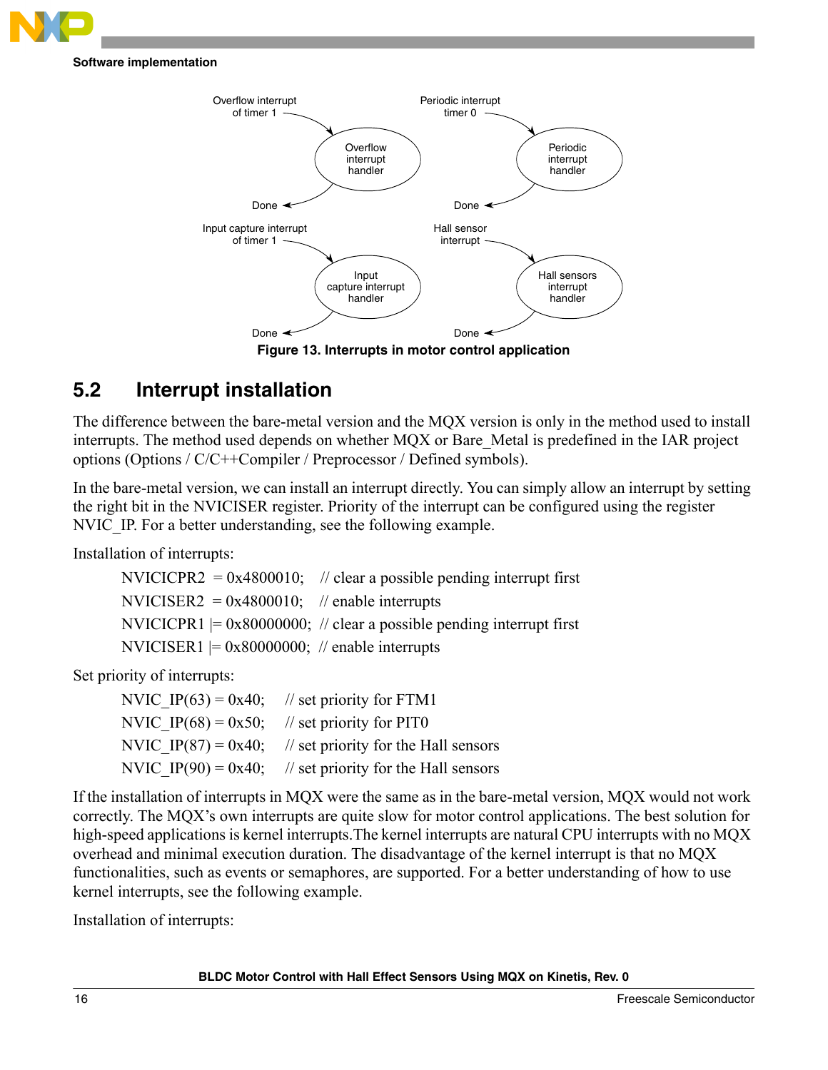Overflow interrupt of timer 1 → Overflow interrupt handler → Done

Periodic interrupt timer 0 → Periodic interrupt handler → Done

Input capture interrupt of timer 1 → Input capture interrupt handler → Done

Hall sensor interrupt → Hall sensors interrupt handler → Done

**Figure 13. Interrupts in motor control application**

## 5.2 Interrupt installation

The difference between the bare-metal version and the MQX version is only in the method used to install interrupts. The method used depends on whether MQX or Bare_Metal is predefined in the IAR project options (Options / C/C++Compiler / Preprocessor / Defined symbols).

In the bare-metal version, we can install an interrupt directly. You can simply allow an interrupt by setting the right bit in the NVICISER register. Priority of the interrupt can be configured using the register NVIC_IP. For a better understanding, see the following example.

Installation of interrupts:

```
NVICICPR2  = 0x4800010;   // clear a possible pending interrupt first
NVICISER2  = 0x4800010;   // enable interrupts
NVICICPR1 |= 0x80000000;  // clear a possible pending interrupt first
NVICISER1 |= 0x80000000;  // enable interrupts
```

Set priority of interrupts:

```
NVIC_IP(63) = 0x40;    // set priority for FTM1
NVIC_IP(68) = 0x50;    // set priority for PIT0
NVIC_IP(87) = 0x40;    // set priority for the Hall sensors
NVIC_IP(90) = 0x40;    // set priority for the Hall sensors
```

If the installation of interrupts in MQX were the same as in the bare-metal version, MQX would not work correctly. The MQX's own interrupts are quite slow for motor control applications. The best solution for high-speed applications is kernel interrupts.The kernel interrupts are natural CPU interrupts with no MQX overhead and minimal execution duration. The disadvantage of the kernel interrupt is that no MQX functionalities, such as events or semaphores, are supported. For a better understanding of how to use kernel interrupts, see the following example.

Installation of interrupts: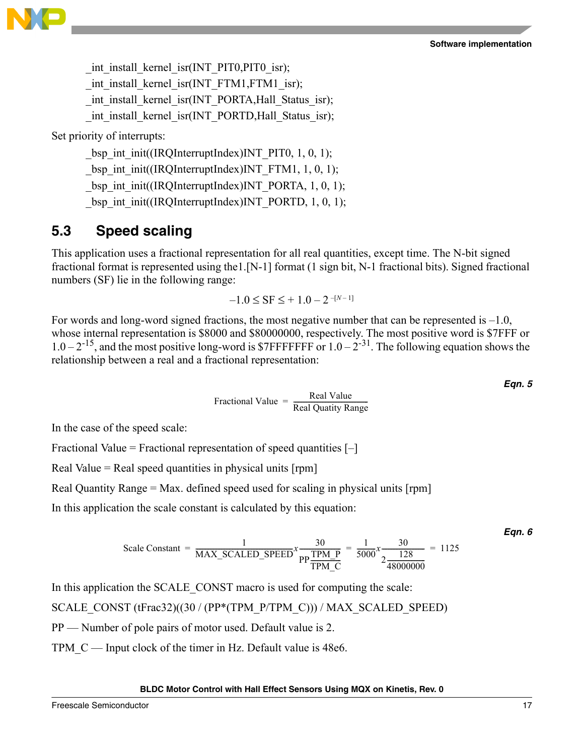```
_int_install_kernel_isr(INT_PIT0,PIT0_isr);
_int_install_kernel_isr(INT_FTM1,FTM1_isr);
_int_install_kernel_isr(INT_PORTA,Hall_Status_isr);
_int_install_kernel_isr(INT_PORTD,Hall_Status_isr);
```

Set priority of interrupts:

```
_bsp_int_init((IRQInterruptIndex)INT_PIT0, 1, 0, 1);
_bsp_int_init((IRQInterruptIndex)INT_FTM1, 1, 0, 1);
_bsp_int_init((IRQInterruptIndex)INT_PORTA, 1, 0, 1);
_bsp_int_init((IRQInterruptIndex)INT_PORTD, 1, 0, 1);
```

## 5.3 Speed scaling

This application uses a fractional representation for all real quantities, except time. The N-bit signed fractional format is represented using the1.[N-1] format (1 sign bit, N-1 fractional bits). Signed fractional numbers (SF) lie in the following range:

$$-1.0 \le \text{SF} \le +1.0 - 2^{-[N-1]}$$

For words and long-word signed fractions, the most negative number that can be represented is –1.0, whose internal representation is $8000 and $80000000, respectively. The most positive word is $7FFF or $1.0 - 2^{-15}$, and the most positive long-word is $7FFFFFFF or $1.0 - 2^{-31}$. The following equation shows the relationship between a real and a fractional representation:

**Eqn. 5**

$$\text{Fractional Value} = \frac{\text{Real Value}}{\text{Real Quatity Range}}$$

In the case of the speed scale:

Fractional Value = Fractional representation of speed quantities [–]

Real Value = Real speed quantities in physical units [rpm]

Real Quantity Range = Max. defined speed used for scaling in physical units [rpm]

In this application the scale constant is calculated by this equation:

**Eqn. 6**

$$\text{Scale Constant} = \frac{1}{\text{MAX\_SCALED\_SPEED}} x \frac{30}{\text{PP}\dfrac{\text{TPM\_P}}{\text{TPM\_C}}} = \frac{1}{5000} x \frac{30}{2\dfrac{128}{48000000}} = 1125$$

In this application the SCALE_CONST macro is used for computing the scale:

SCALE_CONST (tFrac32)((30 / (PP*(TPM_P/TPM_C))) / MAX_SCALED_SPEED)

PP — Number of pole pairs of motor used. Default value is 2.

TPM_C — Input clock of the timer in Hz. Default value is 48e6.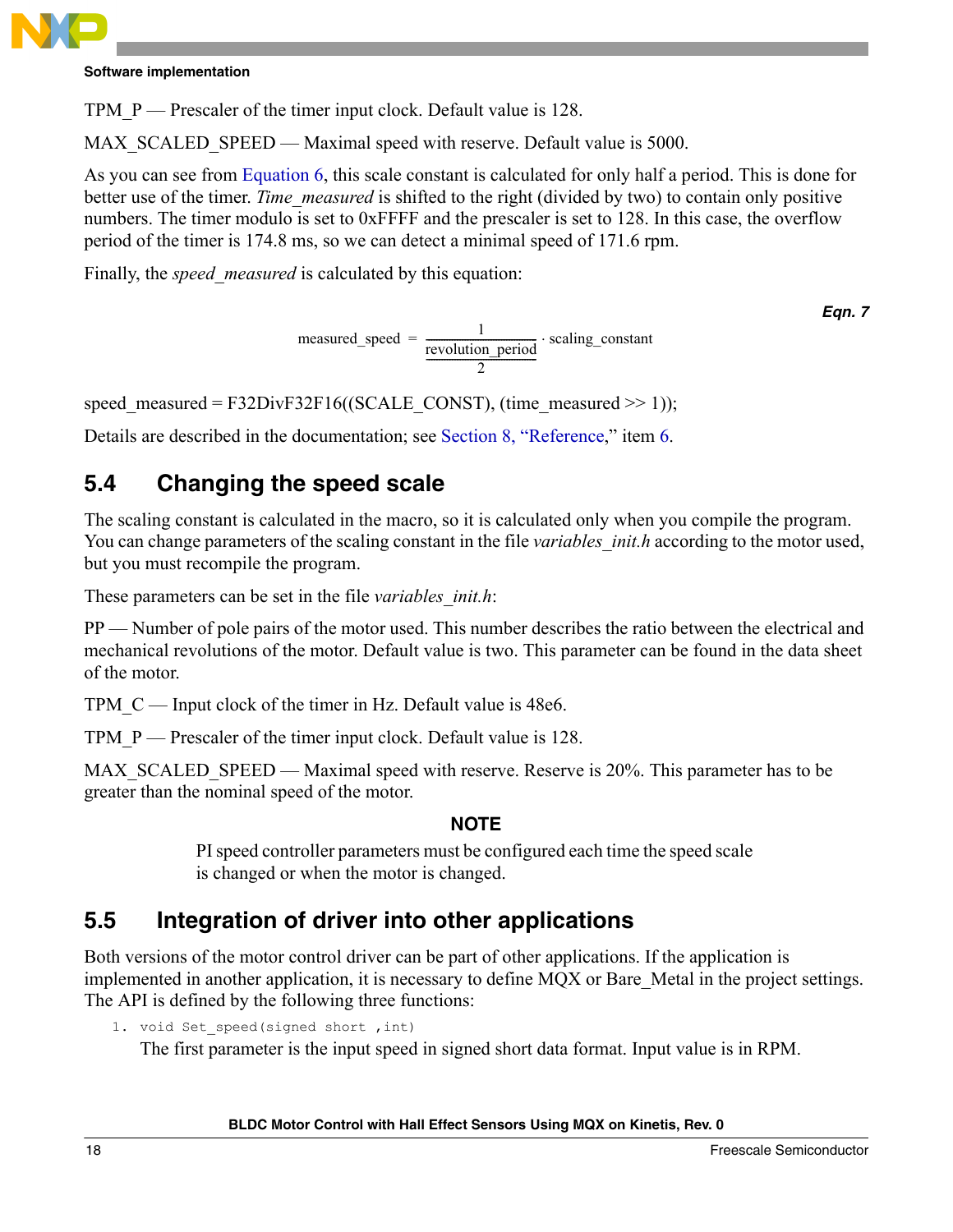TPM_P — Prescaler of the timer input clock. Default value is 128.

MAX_SCALED_SPEED — Maximal speed with reserve. Default value is 5000.

As you can see from Equation 6, this scale constant is calculated for only half a period. This is done for better use of the timer. *Time_measured* is shifted to the right (divided by two) to contain only positive numbers. The timer modulo is set to 0xFFFF and the prescaler is set to 128. In this case, the overflow period of the timer is 174.8 ms, so we can detect a minimal speed of 171.6 rpm.

Finally, the *speed_measured* is calculated by this equation:

$$\text{measured\_speed} = \frac{1}{\frac{\text{revolution\_period}}{2}} \cdot \text{scaling\_constant} \qquad \textit{Eqn. 7}$$

speed_measured = F32DivF32F16((SCALE_CONST), (time_measured >> 1));

Details are described in the documentation; see Section 8, "Reference," item 6.

## 5.4 Changing the speed scale

The scaling constant is calculated in the macro, so it is calculated only when you compile the program. You can change parameters of the scaling constant in the file *variables_init.h* according to the motor used, but you must recompile the program.

These parameters can be set in the file *variables_init.h*:

PP — Number of pole pairs of the motor used. This number describes the ratio between the electrical and mechanical revolutions of the motor. Default value is two. This parameter can be found in the data sheet of the motor.

TPM_C — Input clock of the timer in Hz. Default value is 48e6.

TPM_P — Prescaler of the timer input clock. Default value is 128.

MAX_SCALED_SPEED — Maximal speed with reserve. Reserve is 20%. This parameter has to be greater than the nominal speed of the motor.

**NOTE**

PI speed controller parameters must be configured each time the speed scale is changed or when the motor is changed.

## 5.5 Integration of driver into other applications

Both versions of the motor control driver can be part of other applications. If the application is implemented in another application, it is necessary to define MQX or Bare_Metal in the project settings. The API is defined by the following three functions:

1. `void Set_speed(signed short ,int)`

   The first parameter is the input speed in signed short data format. Input value is in RPM.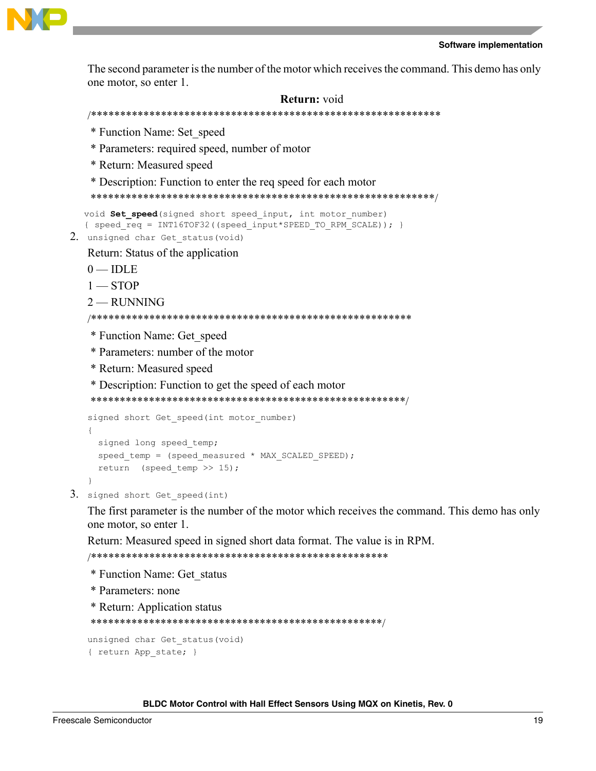The second parameter is the number of the motor which receives the command. This demo has only one motor, so enter 1.

**Return:** void

```
/************************************************************
 * Function Name: Set_speed
 * Parameters: required speed, number of motor
 * Return: Measured speed
 * Description: Function to enter the req speed for each motor
 ************************************************************/
void Set_speed(signed short speed_input, int motor_number)
{ speed_req = INT16TOF32((speed_input*SPEED_TO_RPM_SCALE)); }
```

2. `unsigned char Get_status(void)`

   Return: Status of the application

   0 — IDLE

   1 — STOP

   2 — RUNNING

```
/*******************************************************
 * Function Name: Get_speed
 * Parameters: number of the motor
 * Return: Measured speed
 * Description: Function to get the speed of each motor
 *******************************************************/
signed short Get_speed(int motor_number)
{
  signed long speed_temp;
  speed_temp = (speed_measured * MAX_SCALED_SPEED);
  return  (speed_temp >> 15);
}
```

3. `signed short Get_speed(int)`

   The first parameter is the number of the motor which receives the command. This demo has only one motor, so enter 1.

   Return: Measured speed in signed short data format. The value is in RPM.

```
/***************************************************
 * Function Name: Get_status
 * Parameters: none
 * Return: Application status
 ***************************************************/
unsigned char Get_status(void)
{ return App_state; }
```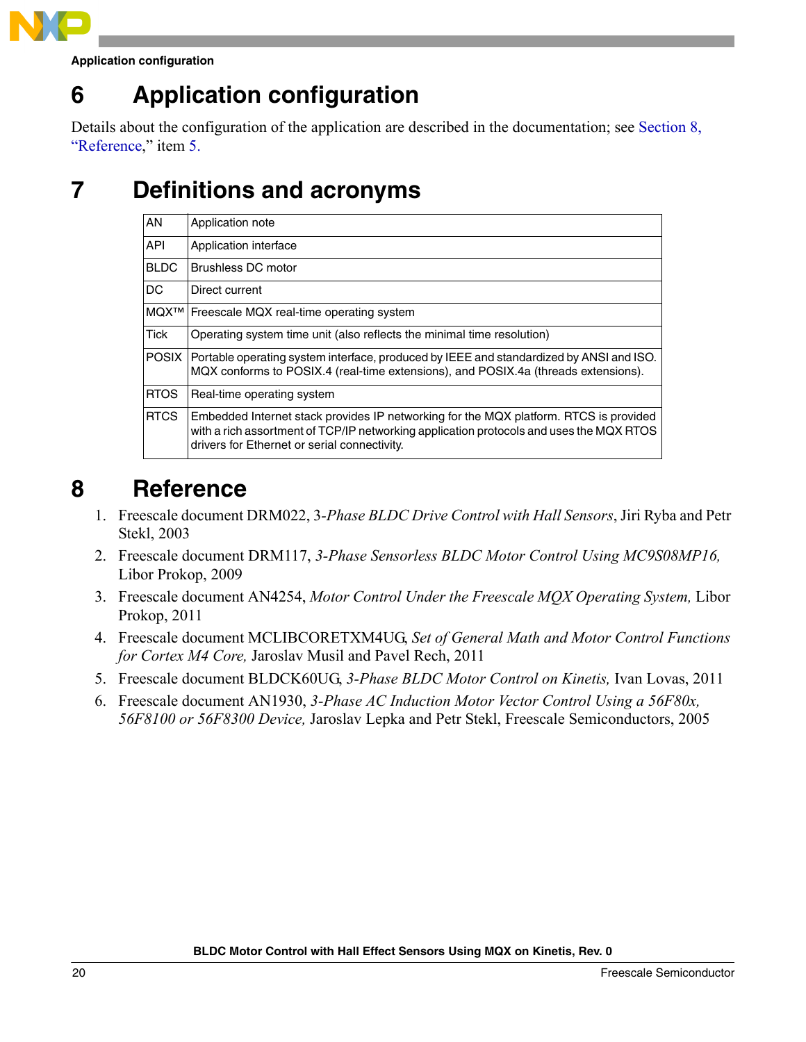# 6 Application configuration

Details about the configuration of the application are described in the documentation; see Section 8, "Reference," item 5.

# 7 Definitions and acronyms

| | |
|---|---|
| AN | Application note |
| API | Application interface |
| BLDC | Brushless DC motor |
| DC | Direct current |
| MQX™ | Freescale MQX real-time operating system |
| Tick | Operating system time unit (also reflects the minimal time resolution) |
| POSIX | Portable operating system interface, produced by IEEE and standardized by ANSI and ISO. MQX conforms to POSIX.4 (real-time extensions), and POSIX.4a (threads extensions). |
| RTOS | Real-time operating system |
| RTCS | Embedded Internet stack provides IP networking for the MQX platform. RTCS is provided with a rich assortment of TCP/IP networking application protocols and uses the MQX RTOS drivers for Ethernet or serial connectivity. |

# 8 Reference

1. Freescale document DRM022, 3-*Phase BLDC Drive Control with Hall Sensors*, Jiri Ryba and Petr Stekl, 2003
2. Freescale document DRM117, *3-Phase Sensorless BLDC Motor Control Using MC9S08MP16,* Libor Prokop, 2009
3. Freescale document AN4254, *Motor Control Under the Freescale MQX Operating System,* Libor Prokop, 2011
4. Freescale document MCLIBCORETXM4UG, *Set of General Math and Motor Control Functions for Cortex M4 Core,* Jaroslav Musil and Pavel Rech, 2011
5. Freescale document BLDCK60UG, *3-Phase BLDC Motor Control on Kinetis,* Ivan Lovas, 2011
6. Freescale document AN1930, *3-Phase AC Induction Motor Vector Control Using a 56F80x, 56F8100 or 56F8300 Device,* Jaroslav Lepka and Petr Stekl, Freescale Semiconductors, 2005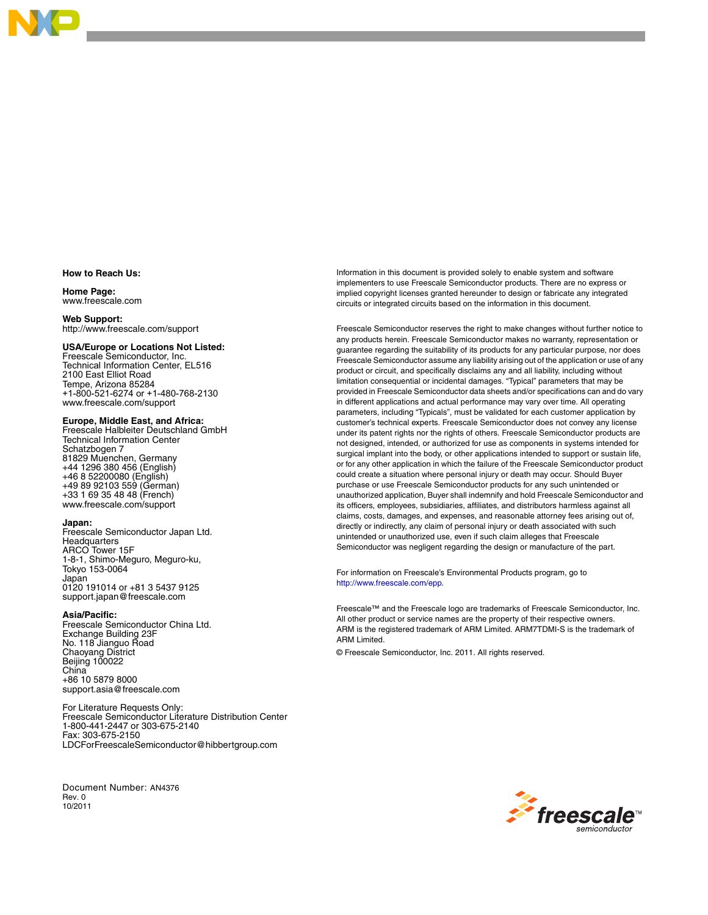**How to Reach Us:**

**Home Page:**
www.freescale.com

**Web Support:**
http://www.freescale.com/support

**USA/Europe or Locations Not Listed:**
Freescale Semiconductor, Inc.
Technical Information Center, EL516
2100 East Elliot Road
Tempe, Arizona 85284
+1-800-521-6274 or +1-480-768-2130
www.freescale.com/support

**Europe, Middle East, and Africa:**
Freescale Halbleiter Deutschland GmbH
Technical Information Center
Schatzbogen 7
81829 Muenchen, Germany
+44 1296 380 456 (English)
+46 8 52200080 (English)
+49 89 92103 559 (German)
+33 1 69 35 48 48 (French)
www.freescale.com/support

**Japan:**
Freescale Semiconductor Japan Ltd.
Headquarters
ARCO Tower 15F
1-8-1, Shimo-Meguro, Meguro-ku,
Tokyo 153-0064
Japan
0120 191014 or +81 3 5437 9125
support.japan@freescale.com

**Asia/Pacific:**
Freescale Semiconductor China Ltd.
Exchange Building 23F
No. 118 Jianguo Road
Chaoyang District
Beijing 100022
China
+86 10 5879 8000
support.asia@freescale.com

For Literature Requests Only:
Freescale Semiconductor Literature Distribution Center
1-800-441-2447 or 303-675-2140
Fax: 303-675-2150
LDCForFreescaleSemiconductor@hibbertgroup.com

Document Number: AN4376
Rev. 0
10/2011

Information in this document is provided solely to enable system and software implementers to use Freescale Semiconductor products. There are no express or implied copyright licenses granted hereunder to design or fabricate any integrated circuits or integrated circuits based on the information in this document.

Freescale Semiconductor reserves the right to make changes without further notice to any products herein. Freescale Semiconductor makes no warranty, representation or guarantee regarding the suitability of its products for any particular purpose, nor does Freescale Semiconductor assume any liability arising out of the application or use of any product or circuit, and specifically disclaims any and all liability, including without limitation consequential or incidental damages. "Typical" parameters that may be provided in Freescale Semiconductor data sheets and/or specifications can and do vary in different applications and actual performance may vary over time. All operating parameters, including "Typicals", must be validated for each customer application by customer's technical experts. Freescale Semiconductor does not convey any license under its patent rights nor the rights of others. Freescale Semiconductor products are not designed, intended, or authorized for use as components in systems intended for surgical implant into the body, or other applications intended to support or sustain life, or for any other application in which the failure of the Freescale Semiconductor product could create a situation where personal injury or death may occur. Should Buyer purchase or use Freescale Semiconductor products for any such unintended or unauthorized application, Buyer shall indemnify and hold Freescale Semiconductor and its officers, employees, subsidiaries, affiliates, and distributors harmless against all claims, costs, damages, and expenses, and reasonable attorney fees arising out of, directly or indirectly, any claim of personal injury or death associated with such unintended or unauthorized use, even if such claim alleges that Freescale Semiconductor was negligent regarding the design or manufacture of the part.

For information on Freescale's Environmental Products program, go to http://www.freescale.com/epp.

Freescale™ and the Freescale logo are trademarks of Freescale Semiconductor, Inc. All other product or service names are the property of their respective owners. ARM is the registered trademark of ARM Limited. ARM7TDMI-S is the trademark of ARM Limited.

© Freescale Semiconductor, Inc. 2011. All rights reserved.